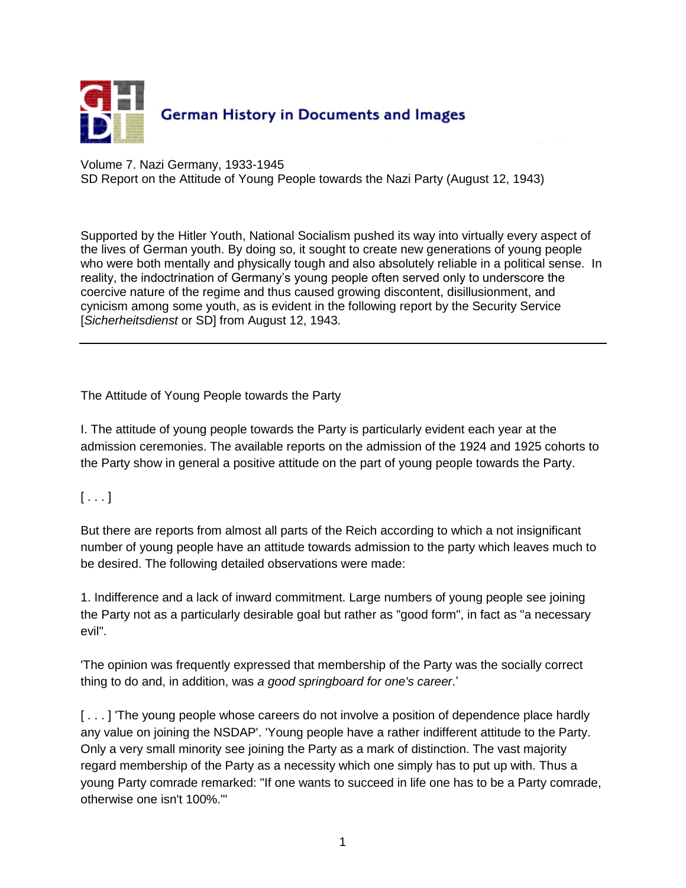German History in Documents and Images

Volume 7. Nazi Germany, 1933-1945
SD Report on the Attitude of Young People towards the Nazi Party (August 12, 1943)

Supported by the Hitler Youth, National Socialism pushed its way into virtually every aspect of the lives of German youth. By doing so, it sought to create new generations of young people who were both mentally and physically tough and also absolutely reliable in a political sense. In reality, the indoctrination of Germany's young people often served only to underscore the coercive nature of the regime and thus caused growing discontent, disillusionment, and cynicism among some youth, as is evident in the following report by the Security Service [*Sicherheitsdienst* or SD] from August 12, 1943.

---

The Attitude of Young People towards the Party

I. The attitude of young people towards the Party is particularly evident each year at the admission ceremonies. The available reports on the admission of the 1924 and 1925 cohorts to the Party show in general a positive attitude on the part of young people towards the Party.

[ . . . ]

But there are reports from almost all parts of the Reich according to which a not insignificant number of young people have an attitude towards admission to the party which leaves much to be desired. The following detailed observations were made:

1. Indifference and a lack of inward commitment. Large numbers of young people see joining the Party not as a particularly desirable goal but rather as "good form", in fact as "a necessary evil".

'The opinion was frequently expressed that membership of the Party was the socially correct thing to do and, in addition, was *a good springboard for one's career*.'

[ . . . ] 'The young people whose careers do not involve a position of dependence place hardly any value on joining the NSDAP'. 'Young people have a rather indifferent attitude to the Party. Only a very small minority see joining the Party as a mark of distinction. The vast majority regard membership of the Party as a necessity which one simply has to put up with. Thus a young Party comrade remarked: "If one wants to succeed in life one has to be a Party comrade, otherwise one isn't 100%."'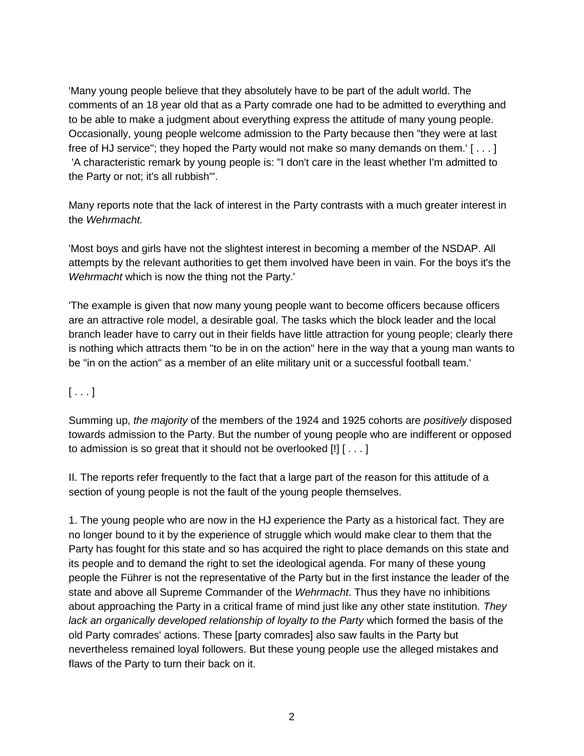'Many young people believe that they absolutely have to be part of the adult world. The comments of an 18 year old that as a Party comrade one had to be admitted to everything and to be able to make a judgment about everything express the attitude of many young people. Occasionally, young people welcome admission to the Party because then "they were at last free of HJ service"; they hoped the Party would not make so many demands on them.' [ . . . ] 'A characteristic remark by young people is: "I don't care in the least whether I'm admitted to the Party or not; it's all rubbish"'.

Many reports note that the lack of interest in the Party contrasts with a much greater interest in the *Wehrmacht.*

'Most boys and girls have not the slightest interest in becoming a member of the NSDAP. All attempts by the relevant authorities to get them involved have been in vain. For the boys it's the *Wehrmacht* which is now the thing not the Party.'

'The example is given that now many young people want to become officers because officers are an attractive role model, a desirable goal. The tasks which the block leader and the local branch leader have to carry out in their fields have little attraction for young people; clearly there is nothing which attracts them "to be in on the action" here in the way that a young man wants to be "in on the action" as a member of an elite military unit or a successful football team.'

[ . . . ]

Summing up, *the majority* of the members of the 1924 and 1925 cohorts are *positively* disposed towards admission to the Party. But the number of young people who are indifferent or opposed to admission is so great that it should not be overlooked [!] [ . . . ]

II. The reports refer frequently to the fact that a large part of the reason for this attitude of a section of young people is not the fault of the young people themselves.

1. The young people who are now in the HJ experience the Party as a historical fact. They are no longer bound to it by the experience of struggle which would make clear to them that the Party has fought for this state and so has acquired the right to place demands on this state and its people and to demand the right to set the ideological agenda. For many of these young people the Führer is not the representative of the Party but in the first instance the leader of the state and above all Supreme Commander of the *Wehrmacht*. Thus they have no inhibitions about approaching the Party in a critical frame of mind just like any other state institution. *They lack an organically developed relationship of loyalty to the Party* which formed the basis of the old Party comrades' actions. These [party comrades] also saw faults in the Party but nevertheless remained loyal followers. But these young people use the alleged mistakes and flaws of the Party to turn their back on it.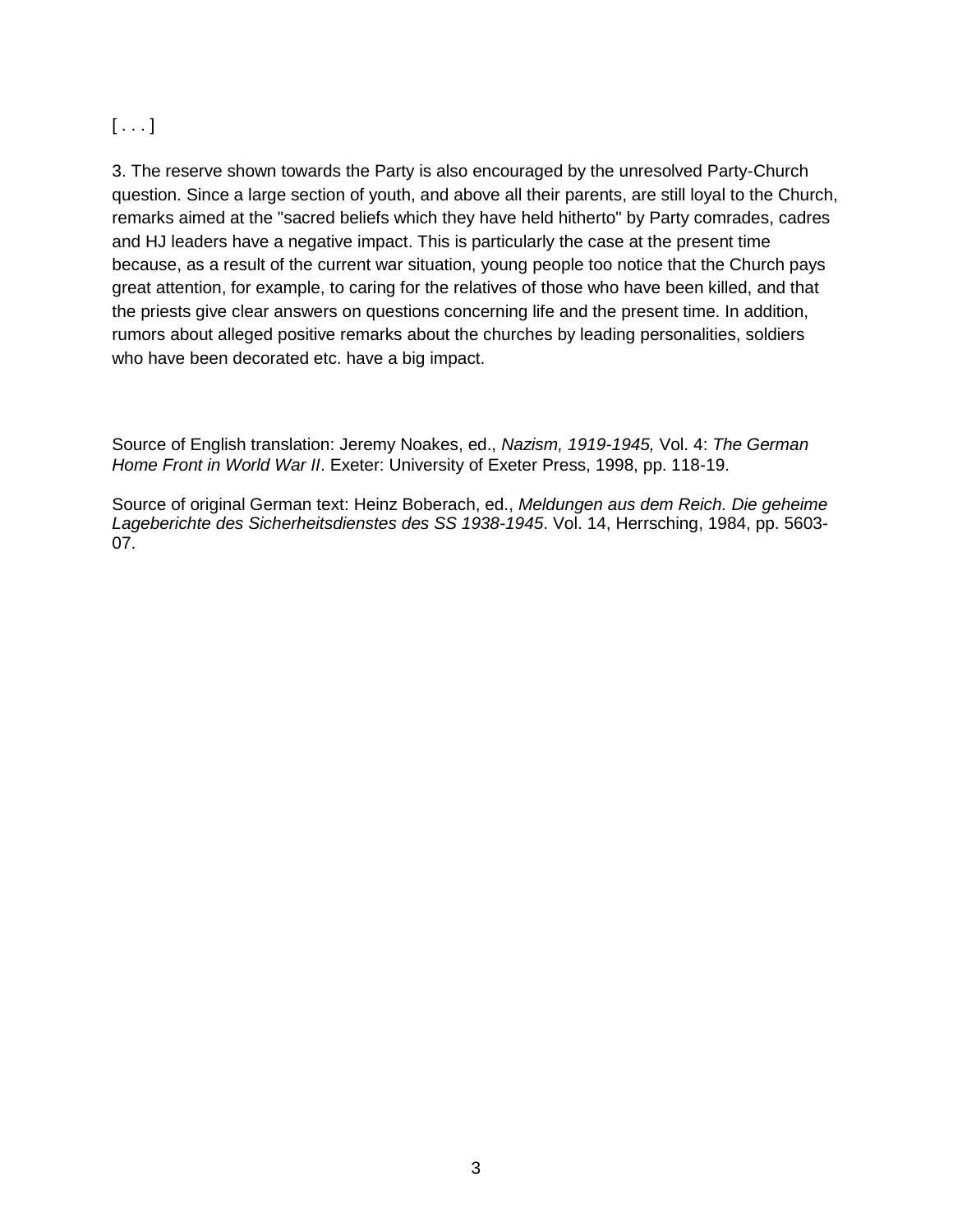[ . . . ]

3. The reserve shown towards the Party is also encouraged by the unresolved Party-Church question. Since a large section of youth, and above all their parents, are still loyal to the Church, remarks aimed at the "sacred beliefs which they have held hitherto" by Party comrades, cadres and HJ leaders have a negative impact. This is particularly the case at the present time because, as a result of the current war situation, young people too notice that the Church pays great attention, for example, to caring for the relatives of those who have been killed, and that the priests give clear answers on questions concerning life and the present time. In addition, rumors about alleged positive remarks about the churches by leading personalities, soldiers who have been decorated etc. have a big impact.

Source of English translation: Jeremy Noakes, ed., *Nazism, 1919-1945,* Vol. 4: *The German Home Front in World War II*. Exeter: University of Exeter Press, 1998, pp. 118-19.

Source of original German text: Heinz Boberach, ed., *Meldungen aus dem Reich. Die geheime Lageberichte des Sicherheitsdienstes des SS 1938-1945*. Vol. 14, Herrsching, 1984, pp. 5603-07.